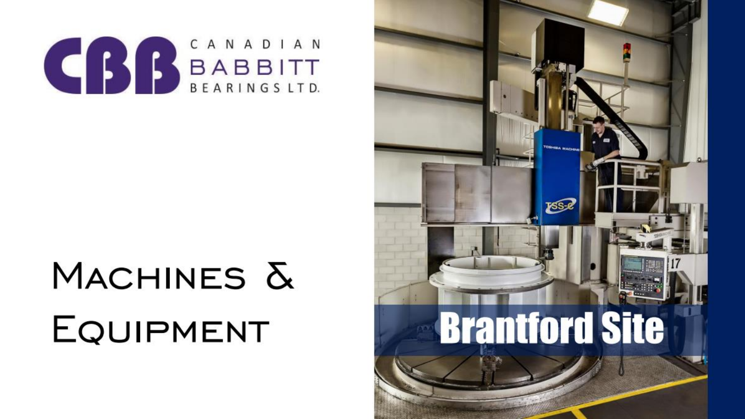CANADIAN BABBITT BEARINGS LTD.

# Machines & Equipment

## Brantford Site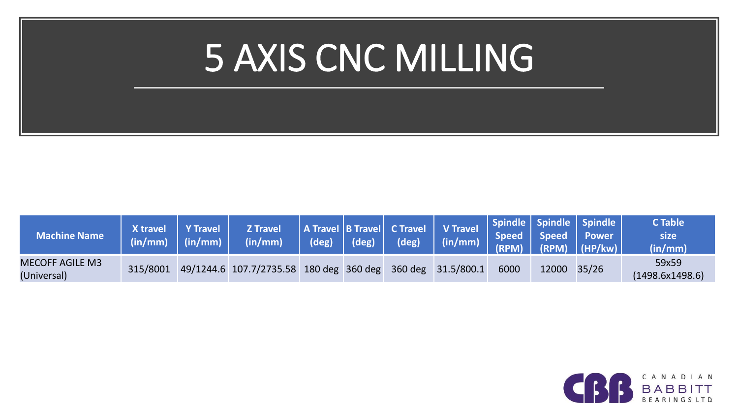# 5 AXIS CNC MILLING

| Machine Name | X travel (in/mm) | Y Travel (in/mm) | Z Travel (in/mm) | A Travel (deg) | B Travel (deg) | C Travel (deg) | V Travel (in/mm) | Spindle Speed (RPM) | Spindle Speed (RPM) | Spindle Power (HP/kw) | C Table size (in/mm) |
|---|---|---|---|---|---|---|---|---|---|---|---|
| MECOFF AGILE M3 (Universal) | 315/8001 | 49/1244.6 | 107.7/2735.58 | 180 deg | 360 deg | 360 deg | 31.5/800.1 | 6000 | 12000 | 35/26 | 59x59 (1498.6x1498.6) |

CANADIAN BABBITT BEARINGS LTD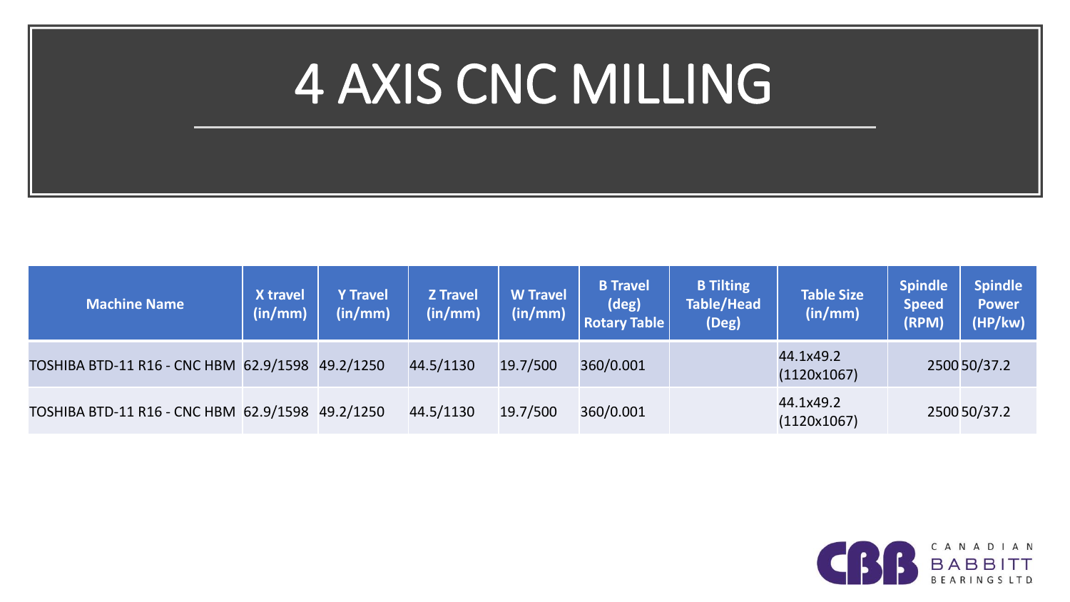# 4 AXIS CNC MILLING

| Machine Name | X travel (in/mm) | Y Travel (in/mm) | Z Travel (in/mm) | W Travel (in/mm) | B Travel (deg) Rotary Table | B Tilting Table/Head (Deg) | Table Size (in/mm) | Spindle Speed (RPM) | Spindle Power (HP/kw) |
|---|---|---|---|---|---|---|---|---|---|
| TOSHIBA BTD-11 R16 - CNC HBM | 62.9/1598 | 49.2/1250 | 44.5/1130 | 19.7/500 | 360/0.001 | | 44.1x49.2 (1120x1067) | 2500 | 50/37.2 |
| TOSHIBA BTD-11 R16 - CNC HBM | 62.9/1598 | 49.2/1250 | 44.5/1130 | 19.7/500 | 360/0.001 | | 44.1x49.2 (1120x1067) | 2500 | 50/37.2 |

CANADIAN BABBITT BEARINGS LTD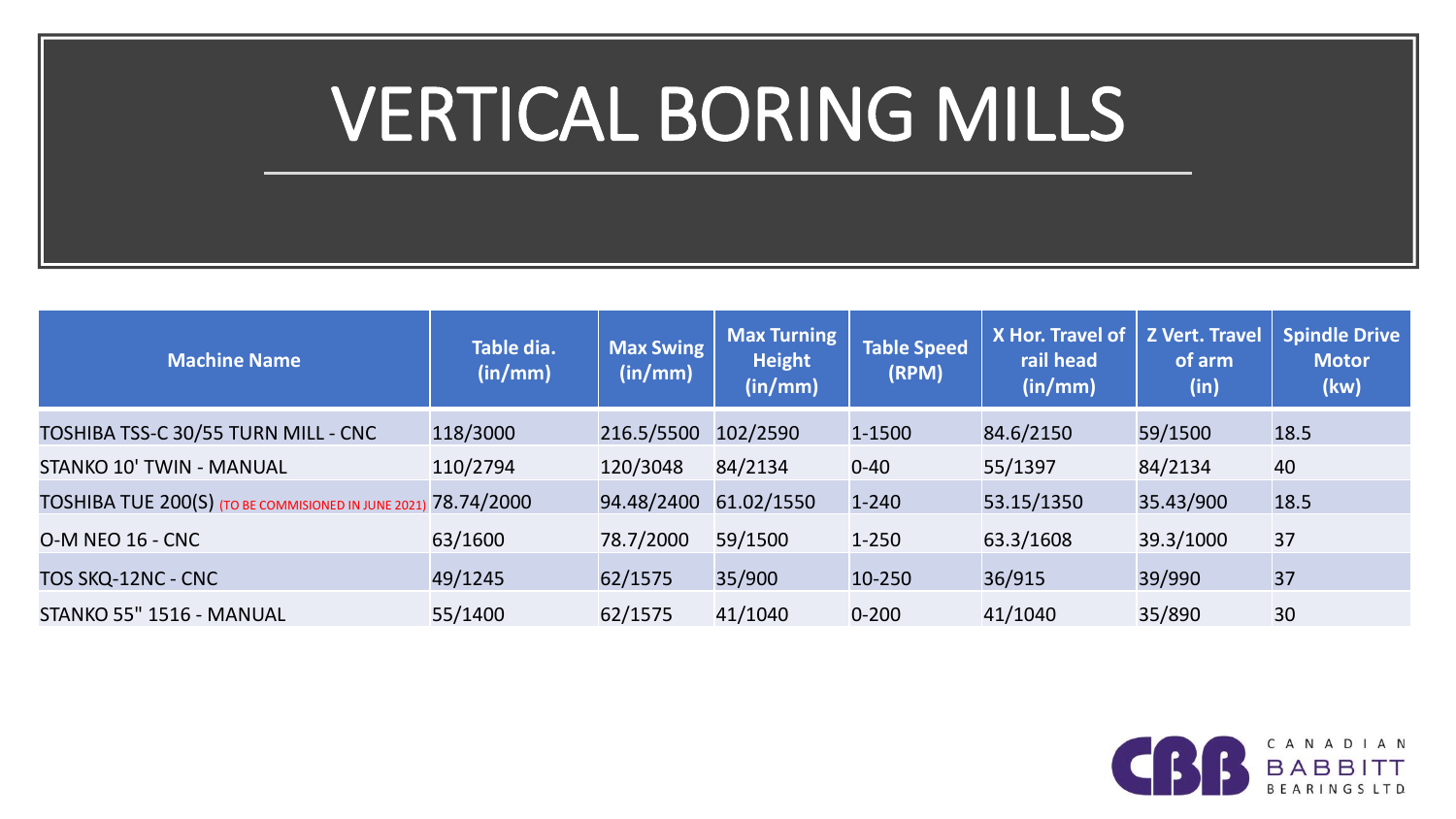# VERTICAL BORING MILLS

| Machine Name | Table dia. (in/mm) | Max Swing (in/mm) | Max Turning Height (in/mm) | Table Speed (RPM) | X Hor. Travel of rail head (in/mm) | Z Vert. Travel of arm (in) | Spindle Drive Motor (kw) |
|---|---|---|---|---|---|---|---|
| TOSHIBA TSS-C 30/55 TURN MILL - CNC | 118/3000 | 216.5/5500 | 102/2590 | 1-1500 | 84.6/2150 | 59/1500 | 18.5 |
| STANKO 10' TWIN - MANUAL | 110/2794 | 120/3048 | 84/2134 | 0-40 | 55/1397 | 84/2134 | 40 |
| TOSHIBA TUE 200(S) (TO BE COMMISIONED IN JUNE 2021) | 78.74/2000 | 94.48/2400 | 61.02/1550 | 1-240 | 53.15/1350 | 35.43/900 | 18.5 |
| O-M NEO 16 - CNC | 63/1600 | 78.7/2000 | 59/1500 | 1-250 | 63.3/1608 | 39.3/1000 | 37 |
| TOS SKQ-12NC - CNC | 49/1245 | 62/1575 | 35/900 | 10-250 | 36/915 | 39/990 | 37 |
| STANKO 55" 1516 - MANUAL | 55/1400 | 62/1575 | 41/1040 | 0-200 | 41/1040 | 35/890 | 30 |

CBB CANADIAN BABBITT BEARINGS LTD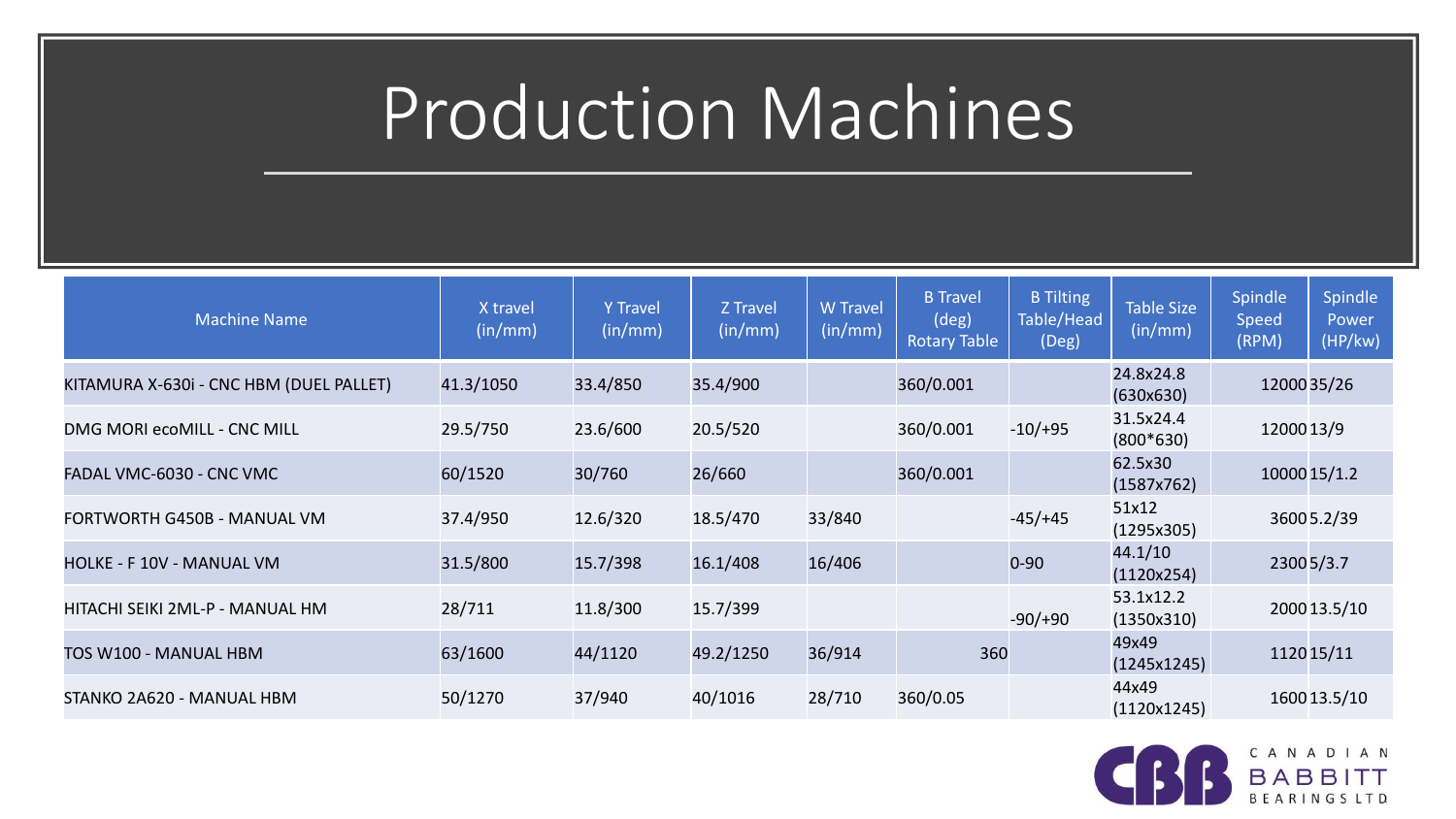# Production Machines

| Machine Name | X travel (in/mm) | Y Travel (in/mm) | Z Travel (in/mm) | W Travel (in/mm) | B Travel (deg) Rotary Table | B Tilting Table/Head (Deg) | Table Size (in/mm) | Spindle Speed (RPM) | Spindle Power (HP/kw) |
|---|---|---|---|---|---|---|---|---|---|
| KITAMURA X-630i - CNC HBM (DUEL PALLET) | 41.3/1050 | 33.4/850 | 35.4/900 | | 360/0.001 | | 24.8x24.8 (630x630) | 12000 | 35/26 |
| DMG MORI ecoMILL - CNC MILL | 29.5/750 | 23.6/600 | 20.5/520 | | 360/0.001 | -10/+95 | 31.5x24.4 (800*630) | 12000 | 13/9 |
| FADAL VMC-6030 - CNC VMC | 60/1520 | 30/760 | 26/660 | | 360/0.001 | | 62.5x30 (1587x762) | 10000 | 15/1.2 |
| FORTWORTH G450B - MANUAL VM | 37.4/950 | 12.6/320 | 18.5/470 | 33/840 | | -45/+45 | 51x12 (1295x305) | 3600 | 5.2/39 |
| HOLKE - F 10V - MANUAL VM | 31.5/800 | 15.7/398 | 16.1/408 | 16/406 | | 0-90 | 44.1/10 (1120x254) | 2300 | 5/3.7 |
| HITACHI SEIKI 2ML-P - MANUAL HM | 28/711 | 11.8/300 | 15.7/399 | | | -90/+90 | 53.1x12.2 (1350x310) | 2000 | 13.5/10 |
| TOS W100 - MANUAL HBM | 63/1600 | 44/1120 | 49.2/1250 | 36/914 | 360 | | 49x49 (1245x1245) | 1120 | 15/11 |
| STANKO 2A620 - MANUAL HBM | 50/1270 | 37/940 | 40/1016 | 28/710 | 360/0.05 | | 44x49 (1120x1245) | 1600 | 13.5/10 |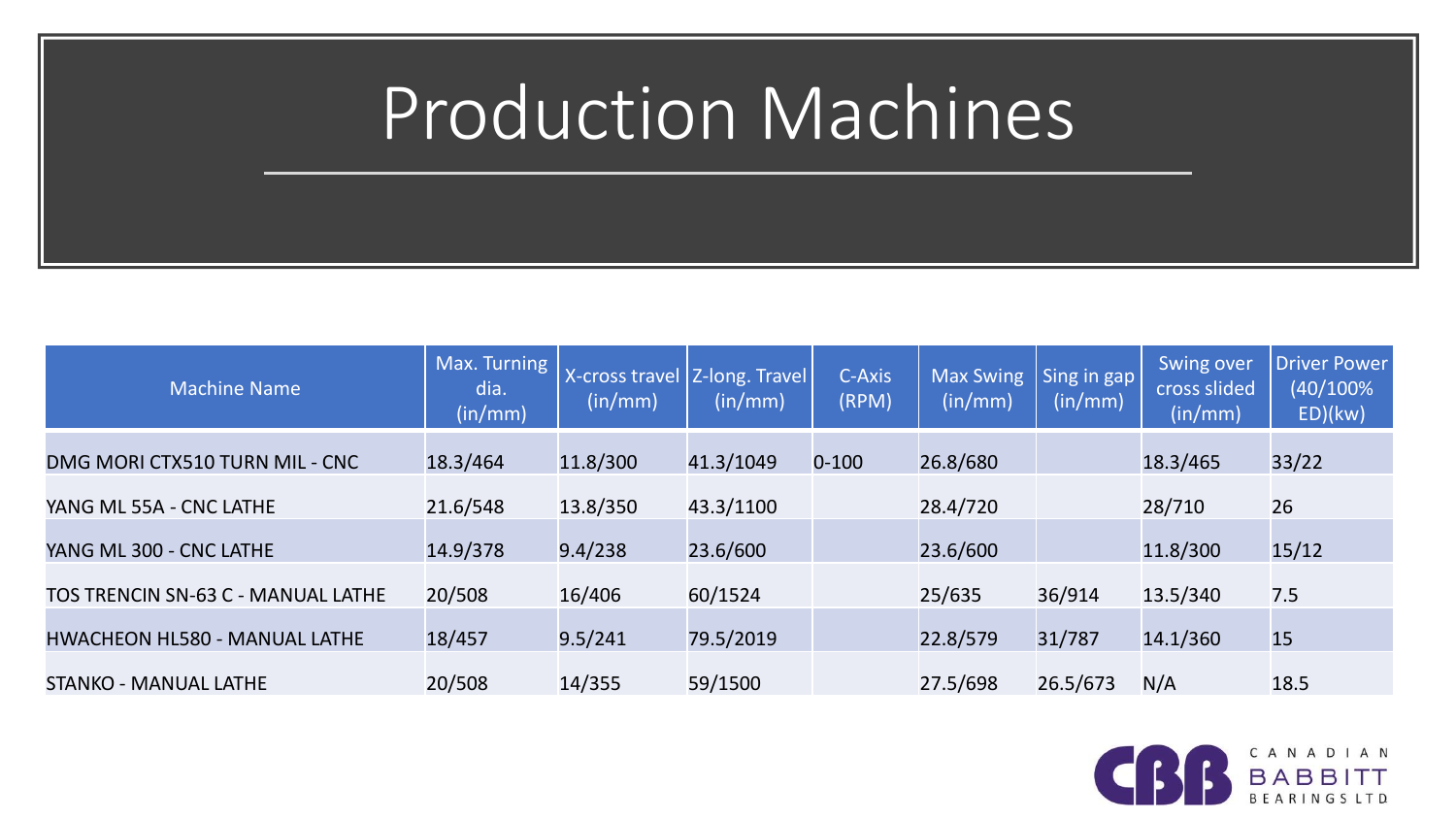# Production Machines

| Machine Name | Max. Turning dia. (in/mm) | X-cross travel (in/mm) | Z-long. Travel (in/mm) | C-Axis (RPM) | Max Swing (in/mm) | Sing in gap (in/mm) | Swing over cross slided (in/mm) | Driver Power (40/100% ED)(kw) |
|---|---|---|---|---|---|---|---|---|
| DMG MORI CTX510 TURN MIL - CNC | 18.3/464 | 11.8/300 | 41.3/1049 | 0-100 | 26.8/680 | | 18.3/465 | 33/22 |
| YANG ML 55A - CNC LATHE | 21.6/548 | 13.8/350 | 43.3/1100 | | 28.4/720 | | 28/710 | 26 |
| YANG ML 300 - CNC LATHE | 14.9/378 | 9.4/238 | 23.6/600 | | 23.6/600 | | 11.8/300 | 15/12 |
| TOS TRENCIN SN-63 C - MANUAL LATHE | 20/508 | 16/406 | 60/1524 | | 25/635 | 36/914 | 13.5/340 | 7.5 |
| HWACHEON HL580 - MANUAL LATHE | 18/457 | 9.5/241 | 79.5/2019 | | 22.8/579 | 31/787 | 14.1/360 | 15 |
| STANKO - MANUAL LATHE | 20/508 | 14/355 | 59/1500 | | 27.5/698 | 26.5/673 | N/A | 18.5 |

CANADIAN BABBITT BEARINGS LTD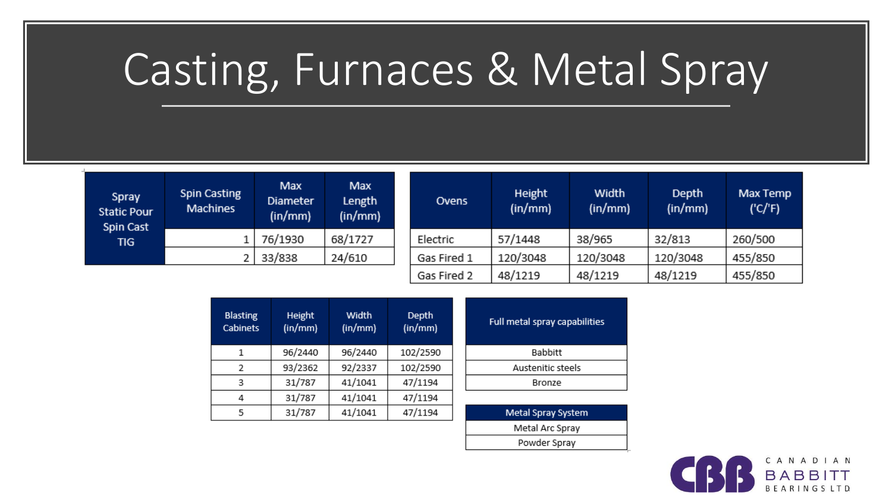# Casting, Furnaces & Metal Spray

| Spray Static Pour Spin Cast TIG | Spin Casting Machines | Max Diameter (in/mm) | Max Length (in/mm) |
|---|---|---|---|
| | 1 | 76/1930 | 68/1727 |
| | 2 | 33/838 | 24/610 |

| Ovens | Height (in/mm) | Width (in/mm) | Depth (in/mm) | Max Temp ('C/'F) |
|---|---|---|---|---|
| Electric | 57/1448 | 38/965 | 32/813 | 260/500 |
| Gas Fired 1 | 120/3048 | 120/3048 | 120/3048 | 455/850 |
| Gas Fired 2 | 48/1219 | 48/1219 | 48/1219 | 455/850 |

| Blasting Cabinets | Height (in/mm) | Width (in/mm) | Depth (in/mm) |
|---|---|---|---|
| 1 | 96/2440 | 96/2440 | 102/2590 |
| 2 | 93/2362 | 92/2337 | 102/2590 |
| 3 | 31/787 | 41/1041 | 47/1194 |
| 4 | 31/787 | 41/1041 | 47/1194 |
| 5 | 31/787 | 41/1041 | 47/1194 |

| Full metal spray capabilities |
|---|
| Babbitt |
| Austenitic steels |
| Bronze |

| Metal Spray System |
|---|
| Metal Arc Spray |
| Powder Spray |

CANADIAN BABBITT BEARINGS LTD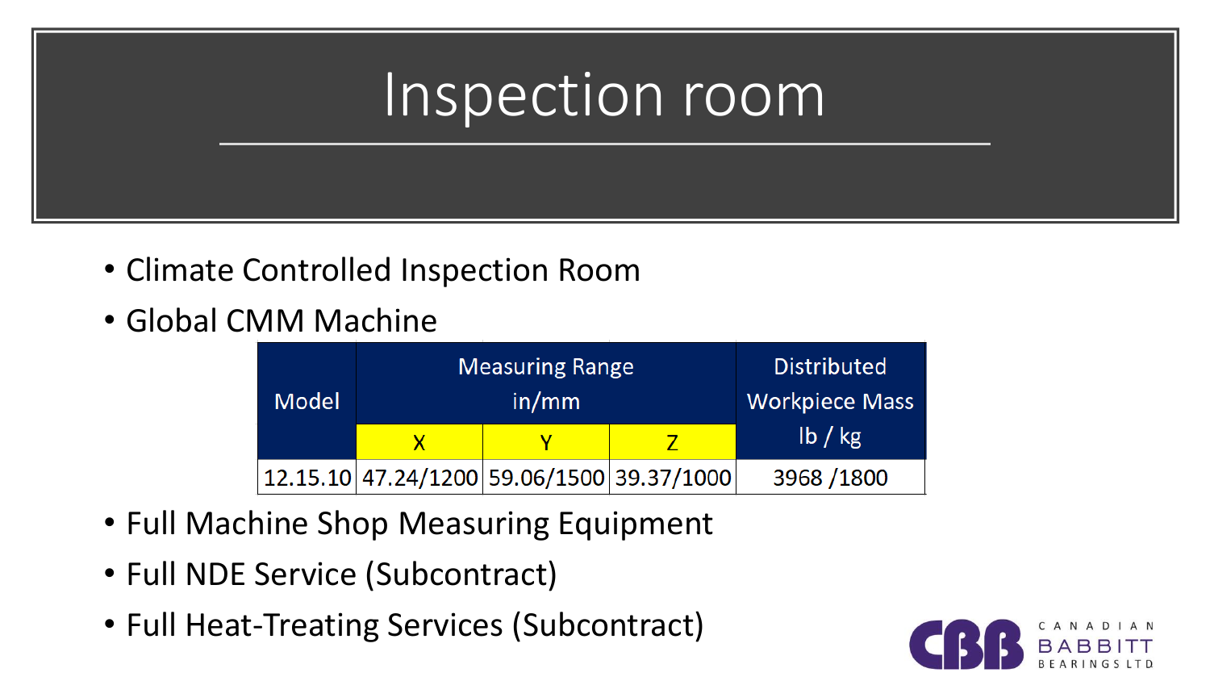# Inspection room

- Climate Controlled Inspection Room
- Global CMM Machine

| Model | Measuring Range in/mm | | | Distributed Workpiece Mass lb / kg |
|---|---|---|---|---|
| | X | Y | Z | |
| 12.15.10 | 47.24/1200 | 59.06/1500 | 39.37/1000 | 3968 /1800 |

- Full Machine Shop Measuring Equipment
- Full NDE Service (Subcontract)
- Full Heat-Treating Services (Subcontract)

CBB CANADIAN BABBITT BEARINGS LTD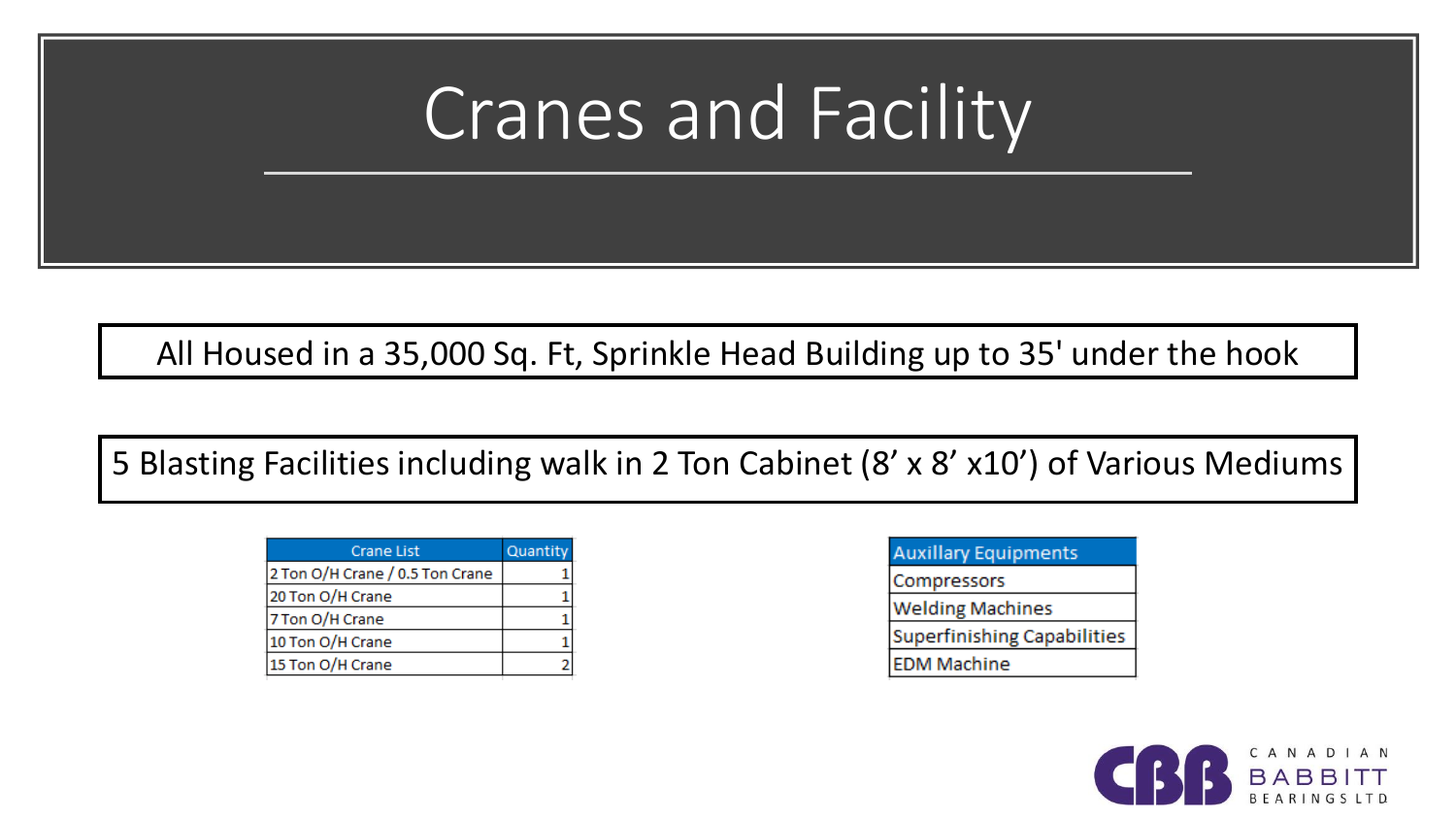# Cranes and Facility

All Housed in a 35,000 Sq. Ft, Sprinkle Head Building up to 35' under the hook

5 Blasting Facilities including walk in 2 Ton Cabinet (8' x 8' x10') of Various Mediums

| Crane List | Quantity |
|---|---|
| 2 Ton O/H Crane / 0.5 Ton Crane | 1 |
| 20 Ton O/H Crane | 1 |
| 7 Ton O/H Crane | 1 |
| 10 Ton O/H Crane | 1 |
| 15 Ton O/H Crane | 2 |

| Auxillary Equipments |
|---|
| Compressors |
| Welding Machines |
| Superfinishing Capabilities |
| EDM Machine |

CANADIAN BABBITT BEARINGS LTD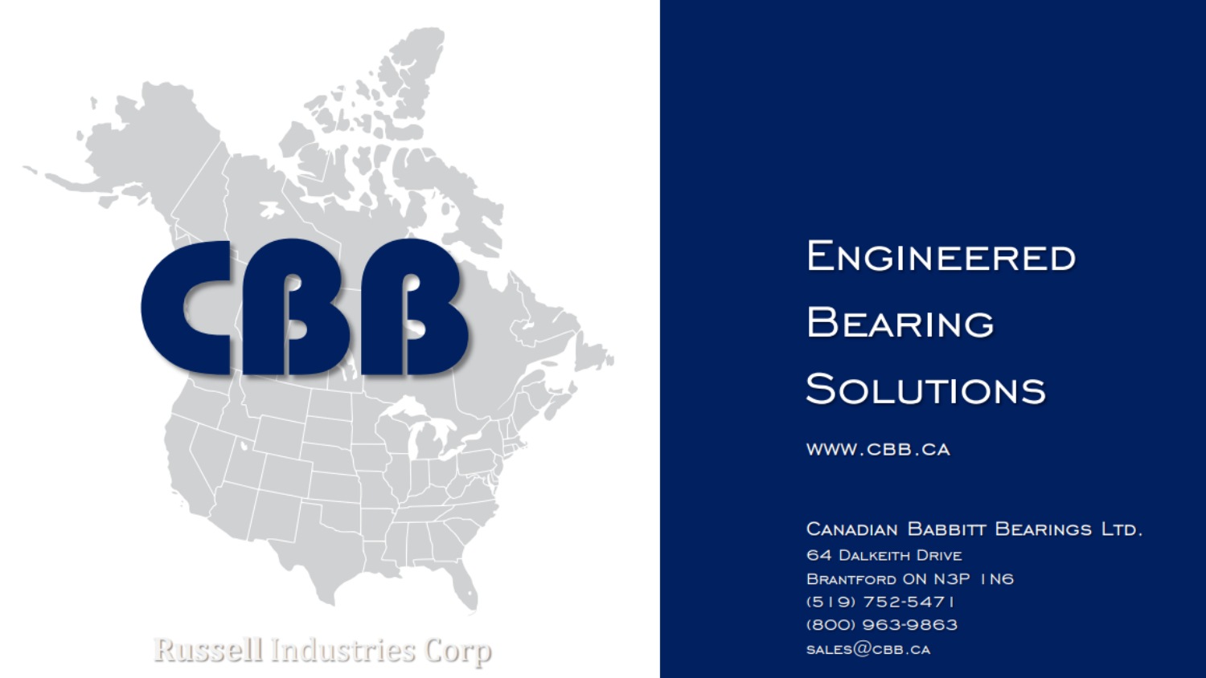CBB

Russell Industries Corp

# Engineered Bearing Solutions

www.cbb.ca

Canadian Babbitt Bearings Ltd.
64 Dalkeith Drive
Brantford ON N3P 1N6
(519) 752-5471
(800) 963-9863
sales@cbb.ca